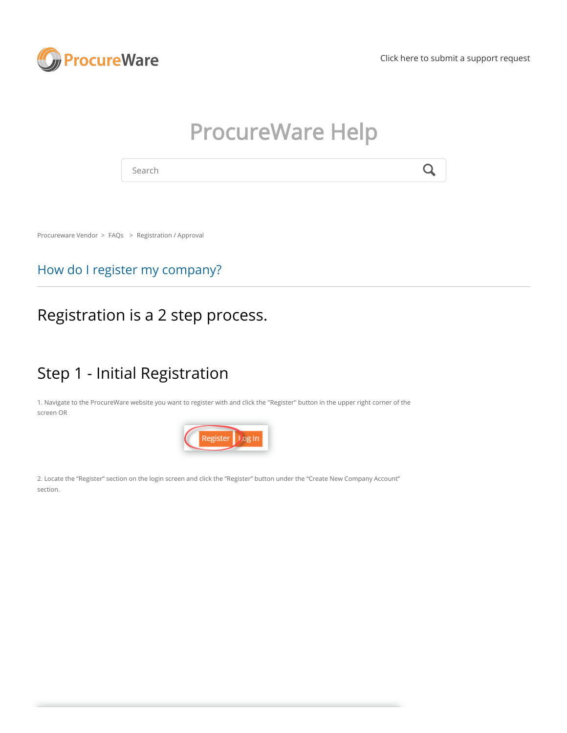ProcureWare

Click here to submit a support request

# ProcureWare Help

Search

Procureware Vendor > FAQs > Registration / Approval

## How do I register my company?

# Registration is a 2 step process.

# Step 1 - Initial Registration

1. Navigate to the ProcureWare website you want to register with and click the "Register" button in the upper right corner of the screen OR

2. Locate the "Register" section on the login screen and click the "Register" button under the "Create New Company Account" section.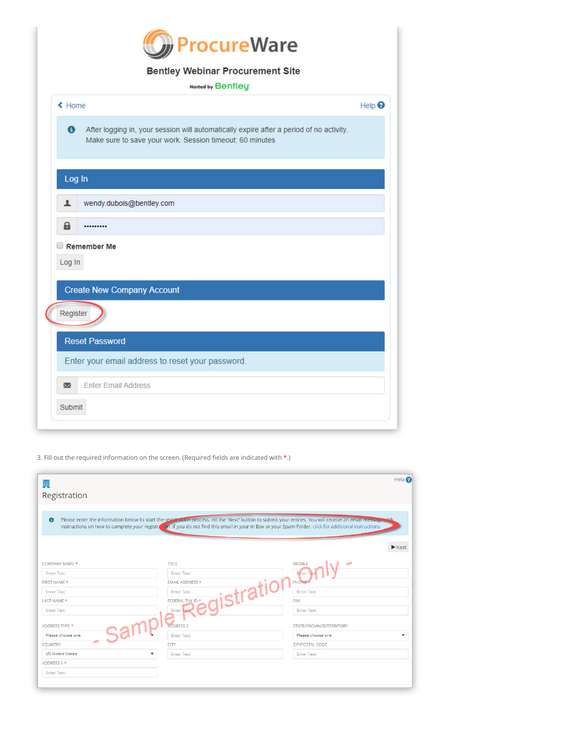ProcureWare

Bentley Webinar Procurement Site

Hosted by Bentley

Home Help

After logging in, your session will automatically expire after a period of no activity. Make sure to save your work. Session timeout: 60 minutes

Log In

wendy.dubois@bentley.com

••••••••••

Remember Me

Log In

Create New Company Account

Register

Reset Password

Enter your email address to reset your password.

Enter Email Address

Submit

3. Fill out the required information on the screen. (Required fields are indicated with *.)

Help

Registration

Please enter the information below to start the registration process. Hit the 'Next' button to submit your entries. You will receive an email message with instructions on how to complete your registration. If you do not find this email in your In Box or your Spam Folder, click for additional instructions

Next

- Sample Registration only -

| | | |
|---|---|---|
| COMPANY NAME * | TITLE | MOBILE |
| FIRST NAME * | EMAIL ADDRESS * | PHONE * |
| LAST NAME * | FEDERAL TAX ID * | FAX |
| ADDRESS TYPE * (Please choose one) | ADDRESS 2 | STATE/PROVINCE/TERRITORY (Please choose one) |
| COUNTRY (US United States) | CITY | ZIP/POSTAL CODE |
| ADDRESS 1 * | | |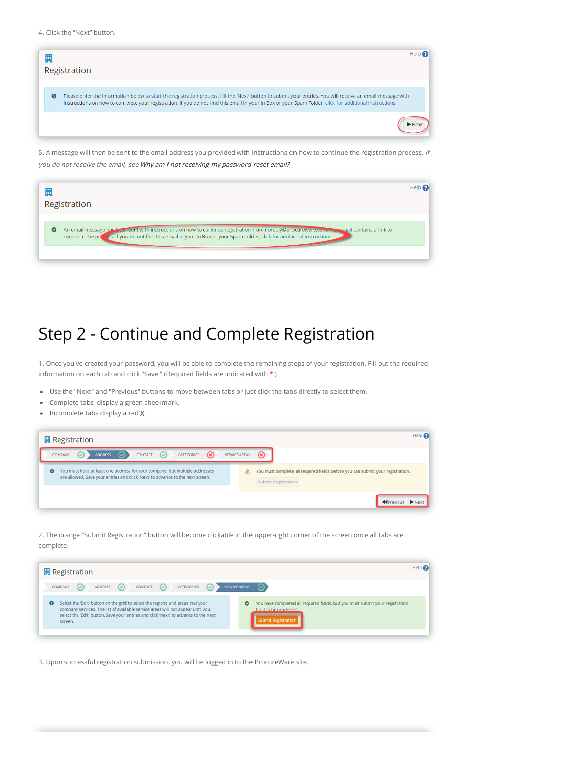4. Click the “Next” button.

5. A message will then be sent to the email address you provided with instructions on how to continue the registration process. *If you do not receive the email, see* *Why am I not receiving my password reset email?*

# Step 2 - Continue and Complete Registration

1. Once you've created your password, you will be able to complete the remaining steps of your registration. Fill out the required information on each tab and click "Save." (Required fields are indicated with *.)

- Use the "Next" and "Previous" buttons to move between tabs or just click the tabs directly to select them.
- Complete tabs display a green checkmark.
- Incomplete tabs display a red X.

2. The orange “Submit Registration” button will become clickable in the upper-right corner of the screen once all tabs are complete.

3. Upon successful registration submission, you will be logged in to the ProcureWare site.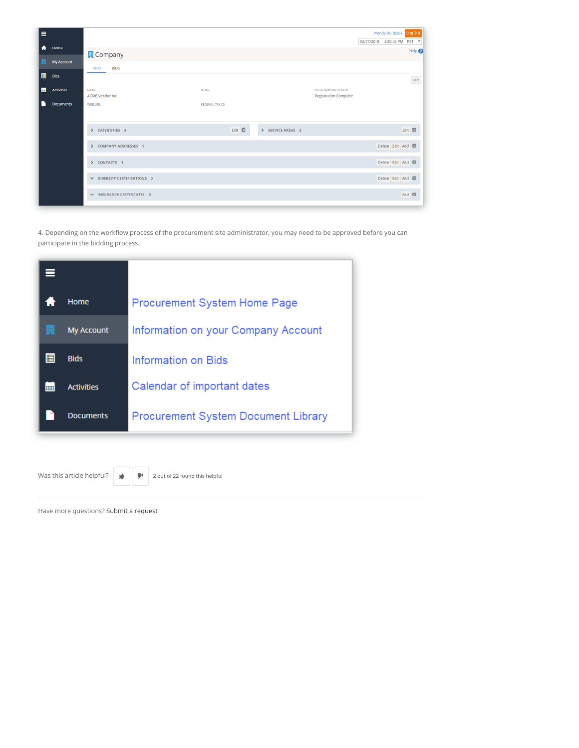4. Depending on the workflow process of the procurement site administrator, you may need to be approved before you can participate in the bidding process.

Was this article helpful?

2 out of 22 found this helpful

Have more questions? Submit a request